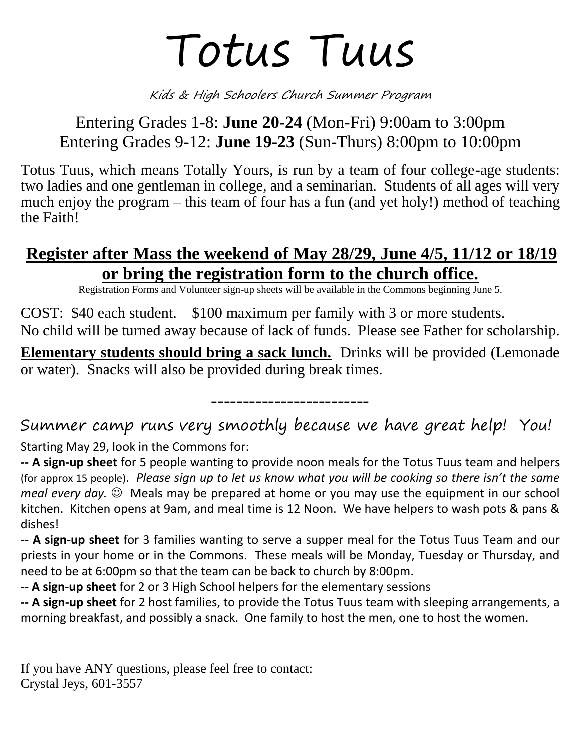# Totus Tuus

*Kids & High Schoolers Church Summer Program*

Entering Grades 1-8: **June 20-24** (Mon-Fri) 9:00am to 3:00pm
Entering Grades 9-12: **June 19-23** (Sun-Thurs) 8:00pm to 10:00pm

Totus Tuus, which means Totally Yours, is run by a team of four college-age students: two ladies and one gentleman in college, and a seminarian. Students of all ages will very much enjoy the program – this team of four has a fun (and yet holy!) method of teaching the Faith!

## Register after Mass the weekend of May 28/29, June 4/5, 11/12 or 18/19 or bring the registration form to the church office.

Registration Forms and Volunteer sign-up sheets will be available in the Commons beginning June 5.

COST: $40 each student. $100 maximum per family with 3 or more students.
No child will be turned away because of lack of funds. Please see Father for scholarship.

**Elementary students should bring a sack lunch.** Drinks will be provided (Lemonade or water). Snacks will also be provided during break times.

------------------------

## Summer camp runs very smoothly because we have great help! You!

Starting May 29, look in the Commons for:

**-- A sign-up sheet** for 5 people wanting to provide noon meals for the Totus Tuus team and helpers (for approx 15 people). *Please sign up to let us know what you will be cooking so there isn't the same meal every day.* ☺ Meals may be prepared at home or you may use the equipment in our school kitchen. Kitchen opens at 9am, and meal time is 12 Noon. We have helpers to wash pots & pans & dishes!

**-- A sign-up sheet** for 3 families wanting to serve a supper meal for the Totus Tuus Team and our priests in your home or in the Commons. These meals will be Monday, Tuesday or Thursday, and need to be at 6:00pm so that the team can be back to church by 8:00pm.

**-- A sign-up sheet** for 2 or 3 High School helpers for the elementary sessions

**-- A sign-up sheet** for 2 host families, to provide the Totus Tuus team with sleeping arrangements, a morning breakfast, and possibly a snack. One family to host the men, one to host the women.

If you have ANY questions, please feel free to contact:
Crystal Jeys, 601-3557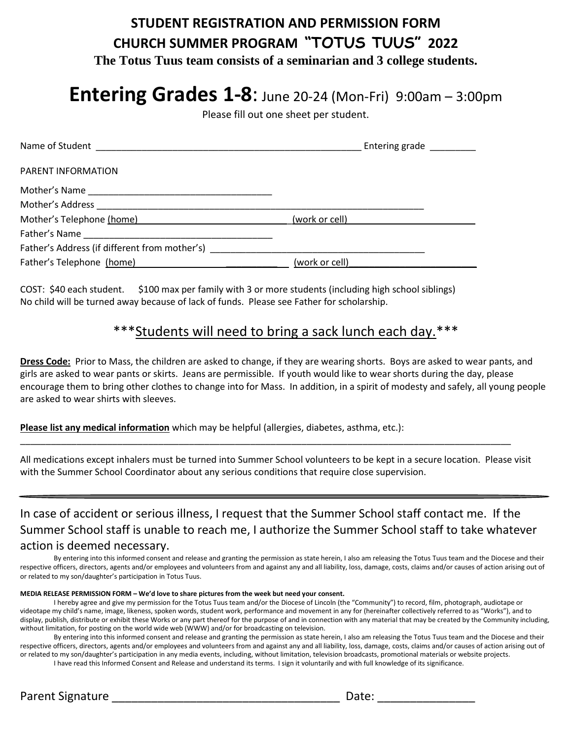# STUDENT REGISTRATION AND PERMISSION FORM

## CHURCH SUMMER PROGRAM "TOTUS TUUS" 2022

**The Totus Tuus team consists of a seminarian and 3 college students.**

# Entering Grades 1-8: June 20-24 (Mon-Fri) 9:00am – 3:00pm

Please fill out one sheet per student.

Name of Student _____________________________________________________ Entering grade _________

PARENT INFORMATION

Mother's Name ___________________________________

Mother's Address _________________________________________________________________

Mother's Telephone (home) ______________________________ (work or cell) ________________________

Father's Name ___________________________________

Father's Address (if different from mother's) ________________________________________

Father's Telephone (home) ______________________________ (work or cell) ________________________

COST: $40 each student. $100 max per family with 3 or more students (including high school siblings)
No child will be turned away because of lack of funds. Please see Father for scholarship.

## ***Students will need to bring a sack lunch each day.***

**Dress Code:** Prior to Mass, the children are asked to change, if they are wearing shorts. Boys are asked to wear pants, and girls are asked to wear pants or skirts. Jeans are permissible. If youth would like to wear shorts during the day, please encourage them to bring other clothes to change into for Mass. In addition, in a spirit of modesty and safely, all young people are asked to wear shirts with sleeves.

**Please list any medical information** which may be helpful (allergies, diabetes, asthma, etc.):

_____________________________________________________________________________________________

All medications except inhalers must be turned into Summer School volunteers to be kept in a secure location. Please visit with the Summer School Coordinator about any serious conditions that require close supervision.

---

In case of accident or serious illness, I request that the Summer School staff contact me. If the Summer School staff is unable to reach me, I authorize the Summer School staff to take whatever action is deemed necessary.

By entering into this informed consent and release and granting the permission as state herein, I also am releasing the Totus Tuus team and the Diocese and their respective officers, directors, agents and/or employees and volunteers from and against any and all liability, loss, damage, costs, claims and/or causes of action arising out of or related to my son/daughter's participation in Totus Tuus.

**MEDIA RELEASE PERMISSION FORM – We'd love to share pictures from the week but need your consent.**

I hereby agree and give my permission for the Totus Tuus team and/or the Diocese of Lincoln (the "Community") to record, film, photograph, audiotape or videotape my child's name, image, likeness, spoken words, student work, performance and movement in any for (hereinafter collectively referred to as "Works"), and to display, publish, distribute or exhibit these Works or any part thereof for the purpose of and in connection with any material that may be created by the Community including, without limitation, for posting on the world wide web (WWW) and/or for broadcasting on television.

By entering into this informed consent and release and granting the permission as state herein, I also am releasing the Totus Tuus team and the Diocese and their respective officers, directors, agents and/or employees and volunteers from and against any and all liability, loss, damage, costs, claims and/or causes of action arising out of or related to my son/daughter's participation in any media events, including, without limitation, television broadcasts, promotional materials or website projects.

I have read this Informed Consent and Release and understand its terms. I sign it voluntarily and with full knowledge of its significance.

Parent Signature ___________________________________ Date: _______________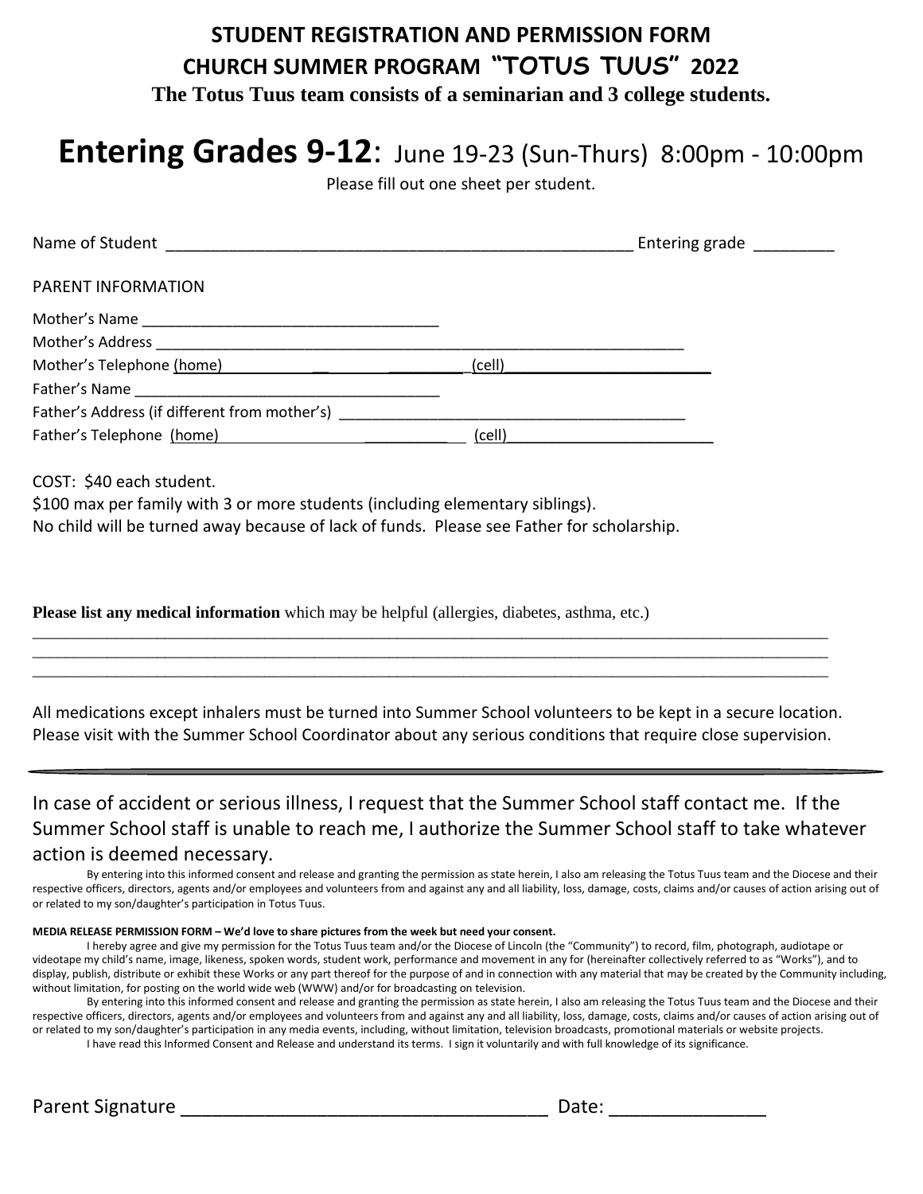# STUDENT REGISTRATION AND PERMISSION FORM

## CHURCH SUMMER PROGRAM "TOTUS TUUS" 2022

**The Totus Tuus team consists of a seminarian and 3 college students.**

# Entering Grades 9-12: June 19-23 (Sun-Thurs) 8:00pm - 10:00pm

Please fill out one sheet per student.

Name of Student _______________________________________________ Entering grade _________

PARENT INFORMATION

Mother's Name ___________________________________

Mother's Address ____________________________________________________________

Mother's Telephone (home) ______________________ (cell) ______________________

Father's Name ___________________________________

Father's Address (if different from mother's) ______________________________________

Father's Telephone (home) ______________________ (cell) ______________________

COST: $40 each student.
$100 max per family with 3 or more students (including elementary siblings).
No child will be turned away because of lack of funds. Please see Father for scholarship.

**Please list any medical information** which may be helpful (allergies, diabetes, asthma, etc.)

_____________________________________________________________________________________________

_____________________________________________________________________________________________

_____________________________________________________________________________________________

All medications except inhalers must be turned into Summer School volunteers to be kept in a secure location. Please visit with the Summer School Coordinator about any serious conditions that require close supervision.

---

In case of accident or serious illness, I request that the Summer School staff contact me. If the Summer School staff is unable to reach me, I authorize the Summer School staff to take whatever action is deemed necessary.

By entering into this informed consent and release and granting the permission as state herein, I also am releasing the Totus Tuus team and the Diocese and their respective officers, directors, agents and/or employees and volunteers from and against any and all liability, loss, damage, costs, claims and/or causes of action arising out of or related to my son/daughter's participation in Totus Tuus.

**MEDIA RELEASE PERMISSION FORM – We'd love to share pictures from the week but need your consent.**

I hereby agree and give my permission for the Totus Tuus team and/or the Diocese of Lincoln (the "Community") to record, film, photograph, audiotape or videotape my child's name, image, likeness, spoken words, student work, performance and movement in any for (hereinafter collectively referred to as "Works"), and to display, publish, distribute or exhibit these Works or any part thereof for the purpose of and in connection with any material that may be created by the Community including, without limitation, for posting on the world wide web (WWW) and/or for broadcasting on television.

By entering into this informed consent and release and granting the permission as state herein, I also am releasing the Totus Tuus team and the Diocese and their respective officers, directors, agents and/or employees and volunteers from and against any and all liability, loss, damage, costs, claims and/or causes of action arising out of or related to my son/daughter's participation in any media events, including, without limitation, television broadcasts, promotional materials or website projects.

I have read this Informed Consent and Release and understand its terms. I sign it voluntarily and with full knowledge of its significance.

Parent Signature ___________________________________ Date: _______________